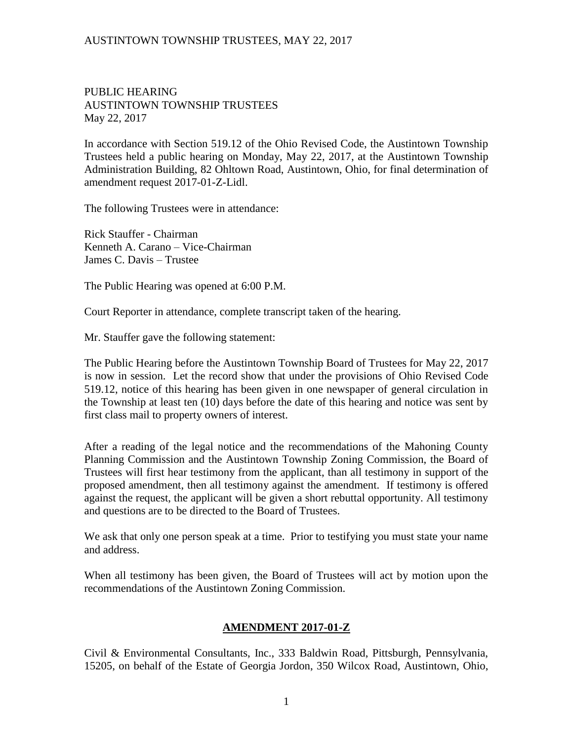PUBLIC HEARING
AUSTINTOWN TOWNSHIP TRUSTEES
May 22, 2017

In accordance with Section 519.12 of the Ohio Revised Code, the Austintown Township Trustees held a public hearing on Monday, May 22, 2017, at the Austintown Township Administration Building, 82 Ohltown Road, Austintown, Ohio, for final determination of amendment request 2017-01-Z-Lidl.

The following Trustees were in attendance:

Rick Stauffer - Chairman
Kenneth A. Carano – Vice-Chairman
James C. Davis – Trustee

The Public Hearing was opened at 6:00 P.M.

Court Reporter in attendance, complete transcript taken of the hearing.

Mr. Stauffer gave the following statement:

The Public Hearing before the Austintown Township Board of Trustees for May 22, 2017 is now in session. Let the record show that under the provisions of Ohio Revised Code 519.12, notice of this hearing has been given in one newspaper of general circulation in the Township at least ten (10) days before the date of this hearing and notice was sent by first class mail to property owners of interest.

After a reading of the legal notice and the recommendations of the Mahoning County Planning Commission and the Austintown Township Zoning Commission, the Board of Trustees will first hear testimony from the applicant, than all testimony in support of the proposed amendment, then all testimony against the amendment. If testimony is offered against the request, the applicant will be given a short rebuttal opportunity. All testimony and questions are to be directed to the Board of Trustees.

We ask that only one person speak at a time. Prior to testifying you must state your name and address.

When all testimony has been given, the Board of Trustees will act by motion upon the recommendations of the Austintown Zoning Commission.

## AMENDMENT 2017-01-Z

Civil & Environmental Consultants, Inc., 333 Baldwin Road, Pittsburgh, Pennsylvania, 15205, on behalf of the Estate of Georgia Jordon, 350 Wilcox Road, Austintown, Ohio,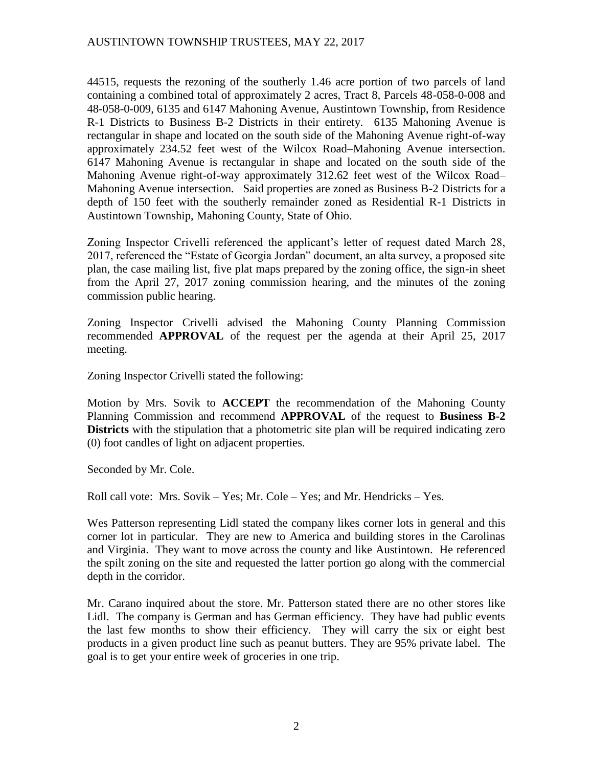44515, requests the rezoning of the southerly 1.46 acre portion of two parcels of land containing a combined total of approximately 2 acres, Tract 8, Parcels 48-058-0-008 and 48-058-0-009, 6135 and 6147 Mahoning Avenue, Austintown Township, from Residence R-1 Districts to Business B-2 Districts in their entirety. 6135 Mahoning Avenue is rectangular in shape and located on the south side of the Mahoning Avenue right-of-way approximately 234.52 feet west of the Wilcox Road–Mahoning Avenue intersection. 6147 Mahoning Avenue is rectangular in shape and located on the south side of the Mahoning Avenue right-of-way approximately 312.62 feet west of the Wilcox Road–Mahoning Avenue intersection. Said properties are zoned as Business B-2 Districts for a depth of 150 feet with the southerly remainder zoned as Residential R-1 Districts in Austintown Township, Mahoning County, State of Ohio.

Zoning Inspector Crivelli referenced the applicant's letter of request dated March 28, 2017, referenced the "Estate of Georgia Jordan" document, an alta survey, a proposed site plan, the case mailing list, five plat maps prepared by the zoning office, the sign-in sheet from the April 27, 2017 zoning commission hearing, and the minutes of the zoning commission public hearing.

Zoning Inspector Crivelli advised the Mahoning County Planning Commission recommended **APPROVAL** of the request per the agenda at their April 25, 2017 meeting.

Zoning Inspector Crivelli stated the following:

Motion by Mrs. Sovik to **ACCEPT** the recommendation of the Mahoning County Planning Commission and recommend **APPROVAL** of the request to **Business B-2 Districts** with the stipulation that a photometric site plan will be required indicating zero (0) foot candles of light on adjacent properties.

Seconded by Mr. Cole.

Roll call vote: Mrs. Sovik – Yes; Mr. Cole – Yes; and Mr. Hendricks – Yes.

Wes Patterson representing Lidl stated the company likes corner lots in general and this corner lot in particular. They are new to America and building stores in the Carolinas and Virginia. They want to move across the county and like Austintown. He referenced the spilt zoning on the site and requested the latter portion go along with the commercial depth in the corridor.

Mr. Carano inquired about the store. Mr. Patterson stated there are no other stores like Lidl. The company is German and has German efficiency. They have had public events the last few months to show their efficiency. They will carry the six or eight best products in a given product line such as peanut butters. They are 95% private label. The goal is to get your entire week of groceries in one trip.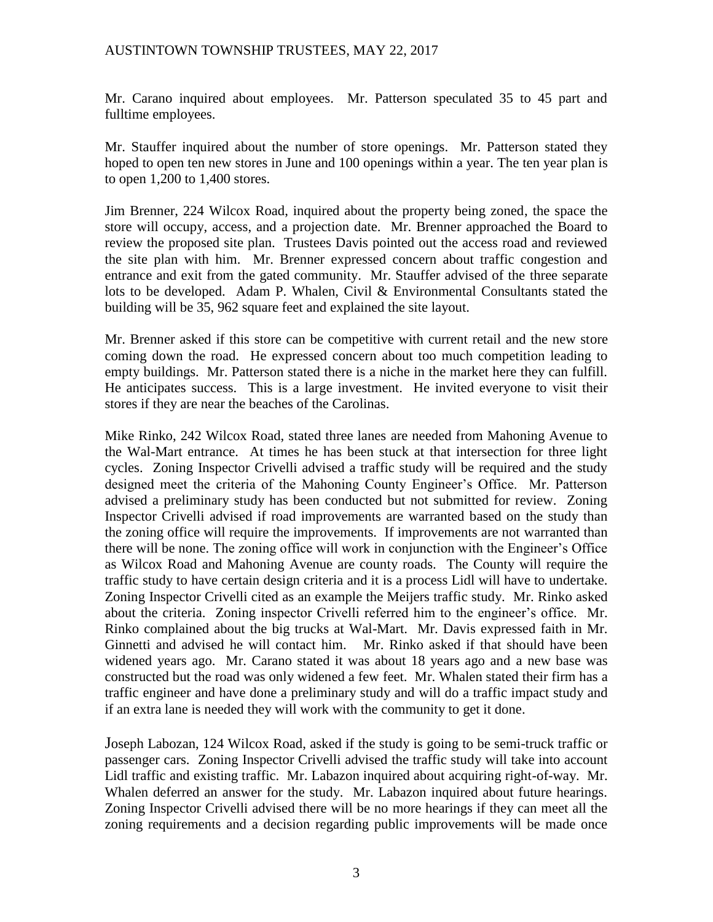Mr. Carano inquired about employees. Mr. Patterson speculated 35 to 45 part and fulltime employees.

Mr. Stauffer inquired about the number of store openings. Mr. Patterson stated they hoped to open ten new stores in June and 100 openings within a year. The ten year plan is to open 1,200 to 1,400 stores.

Jim Brenner, 224 Wilcox Road, inquired about the property being zoned, the space the store will occupy, access, and a projection date. Mr. Brenner approached the Board to review the proposed site plan. Trustees Davis pointed out the access road and reviewed the site plan with him. Mr. Brenner expressed concern about traffic congestion and entrance and exit from the gated community. Mr. Stauffer advised of the three separate lots to be developed. Adam P. Whalen, Civil & Environmental Consultants stated the building will be 35, 962 square feet and explained the site layout.

Mr. Brenner asked if this store can be competitive with current retail and the new store coming down the road. He expressed concern about too much competition leading to empty buildings. Mr. Patterson stated there is a niche in the market here they can fulfill. He anticipates success. This is a large investment. He invited everyone to visit their stores if they are near the beaches of the Carolinas.

Mike Rinko, 242 Wilcox Road, stated three lanes are needed from Mahoning Avenue to the Wal-Mart entrance. At times he has been stuck at that intersection for three light cycles. Zoning Inspector Crivelli advised a traffic study will be required and the study designed meet the criteria of the Mahoning County Engineer's Office. Mr. Patterson advised a preliminary study has been conducted but not submitted for review. Zoning Inspector Crivelli advised if road improvements are warranted based on the study than the zoning office will require the improvements. If improvements are not warranted than there will be none. The zoning office will work in conjunction with the Engineer's Office as Wilcox Road and Mahoning Avenue are county roads. The County will require the traffic study to have certain design criteria and it is a process Lidl will have to undertake. Zoning Inspector Crivelli cited as an example the Meijers traffic study. Mr. Rinko asked about the criteria. Zoning inspector Crivelli referred him to the engineer's office. Mr. Rinko complained about the big trucks at Wal-Mart. Mr. Davis expressed faith in Mr. Ginnetti and advised he will contact him. Mr. Rinko asked if that should have been widened years ago. Mr. Carano stated it was about 18 years ago and a new base was constructed but the road was only widened a few feet. Mr. Whalen stated their firm has a traffic engineer and have done a preliminary study and will do a traffic impact study and if an extra lane is needed they will work with the community to get it done.

Joseph Labozan, 124 Wilcox Road, asked if the study is going to be semi-truck traffic or passenger cars. Zoning Inspector Crivelli advised the traffic study will take into account Lidl traffic and existing traffic. Mr. Labazon inquired about acquiring right-of-way. Mr. Whalen deferred an answer for the study. Mr. Labazon inquired about future hearings. Zoning Inspector Crivelli advised there will be no more hearings if they can meet all the zoning requirements and a decision regarding public improvements will be made once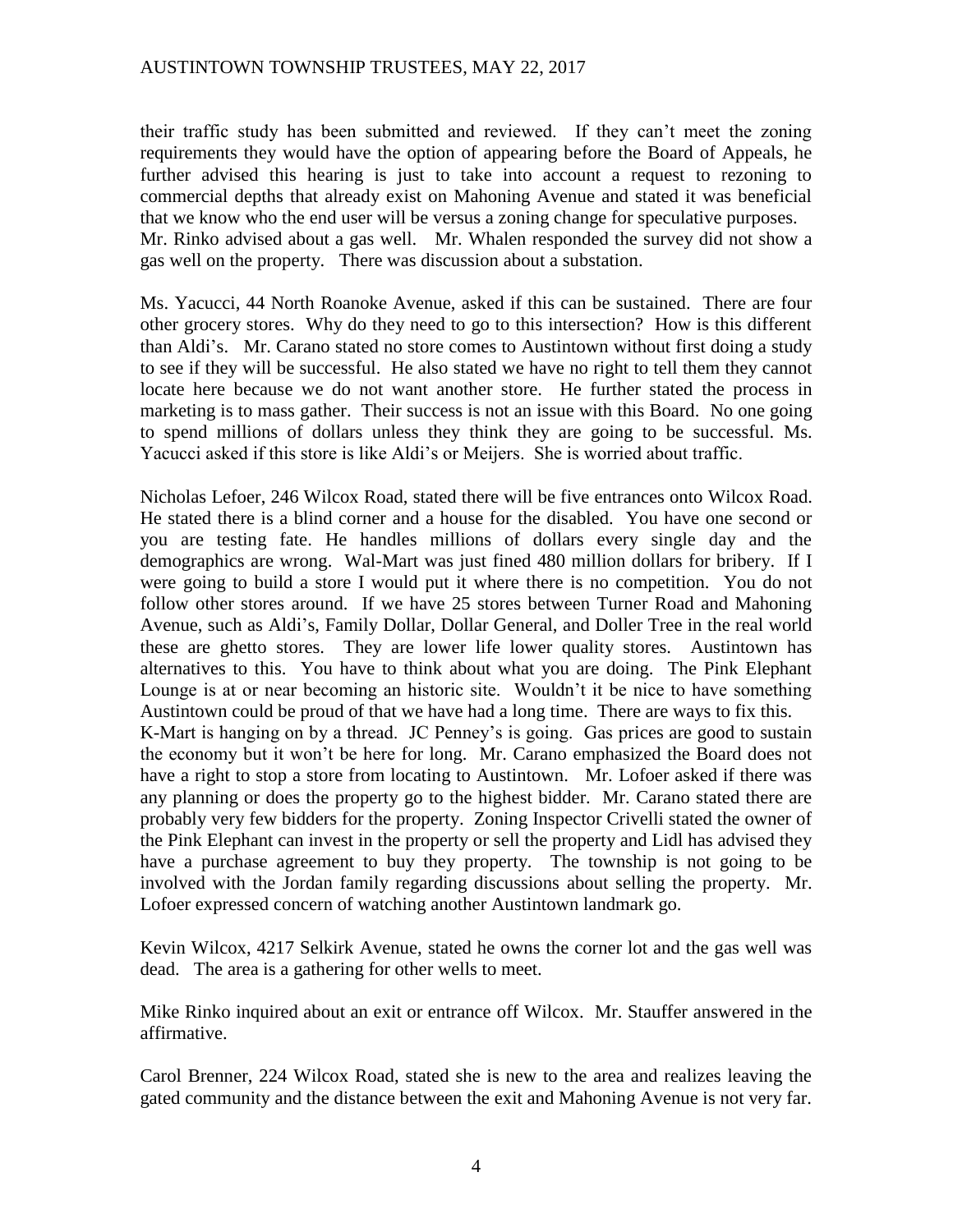their traffic study has been submitted and reviewed. If they can't meet the zoning requirements they would have the option of appearing before the Board of Appeals, he further advised this hearing is just to take into account a request to rezoning to commercial depths that already exist on Mahoning Avenue and stated it was beneficial that we know who the end user will be versus a zoning change for speculative purposes. Mr. Rinko advised about a gas well. Mr. Whalen responded the survey did not show a gas well on the property. There was discussion about a substation.

Ms. Yacucci, 44 North Roanoke Avenue, asked if this can be sustained. There are four other grocery stores. Why do they need to go to this intersection? How is this different than Aldi's. Mr. Carano stated no store comes to Austintown without first doing a study to see if they will be successful. He also stated we have no right to tell them they cannot locate here because we do not want another store. He further stated the process in marketing is to mass gather. Their success is not an issue with this Board. No one going to spend millions of dollars unless they think they are going to be successful. Ms. Yacucci asked if this store is like Aldi's or Meijers. She is worried about traffic.

Nicholas Lefoer, 246 Wilcox Road, stated there will be five entrances onto Wilcox Road. He stated there is a blind corner and a house for the disabled. You have one second or you are testing fate. He handles millions of dollars every single day and the demographics are wrong. Wal-Mart was just fined 480 million dollars for bribery. If I were going to build a store I would put it where there is no competition. You do not follow other stores around. If we have 25 stores between Turner Road and Mahoning Avenue, such as Aldi's, Family Dollar, Dollar General, and Doller Tree in the real world these are ghetto stores. They are lower life lower quality stores. Austintown has alternatives to this. You have to think about what you are doing. The Pink Elephant Lounge is at or near becoming an historic site. Wouldn't it be nice to have something Austintown could be proud of that we have had a long time. There are ways to fix this. K-Mart is hanging on by a thread. JC Penney's is going. Gas prices are good to sustain the economy but it won't be here for long. Mr. Carano emphasized the Board does not have a right to stop a store from locating to Austintown. Mr. Lofoer asked if there was any planning or does the property go to the highest bidder. Mr. Carano stated there are probably very few bidders for the property. Zoning Inspector Crivelli stated the owner of the Pink Elephant can invest in the property or sell the property and Lidl has advised they have a purchase agreement to buy they property. The township is not going to be involved with the Jordan family regarding discussions about selling the property. Mr. Lofoer expressed concern of watching another Austintown landmark go.

Kevin Wilcox, 4217 Selkirk Avenue, stated he owns the corner lot and the gas well was dead. The area is a gathering for other wells to meet.

Mike Rinko inquired about an exit or entrance off Wilcox. Mr. Stauffer answered in the affirmative.

Carol Brenner, 224 Wilcox Road, stated she is new to the area and realizes leaving the gated community and the distance between the exit and Mahoning Avenue is not very far.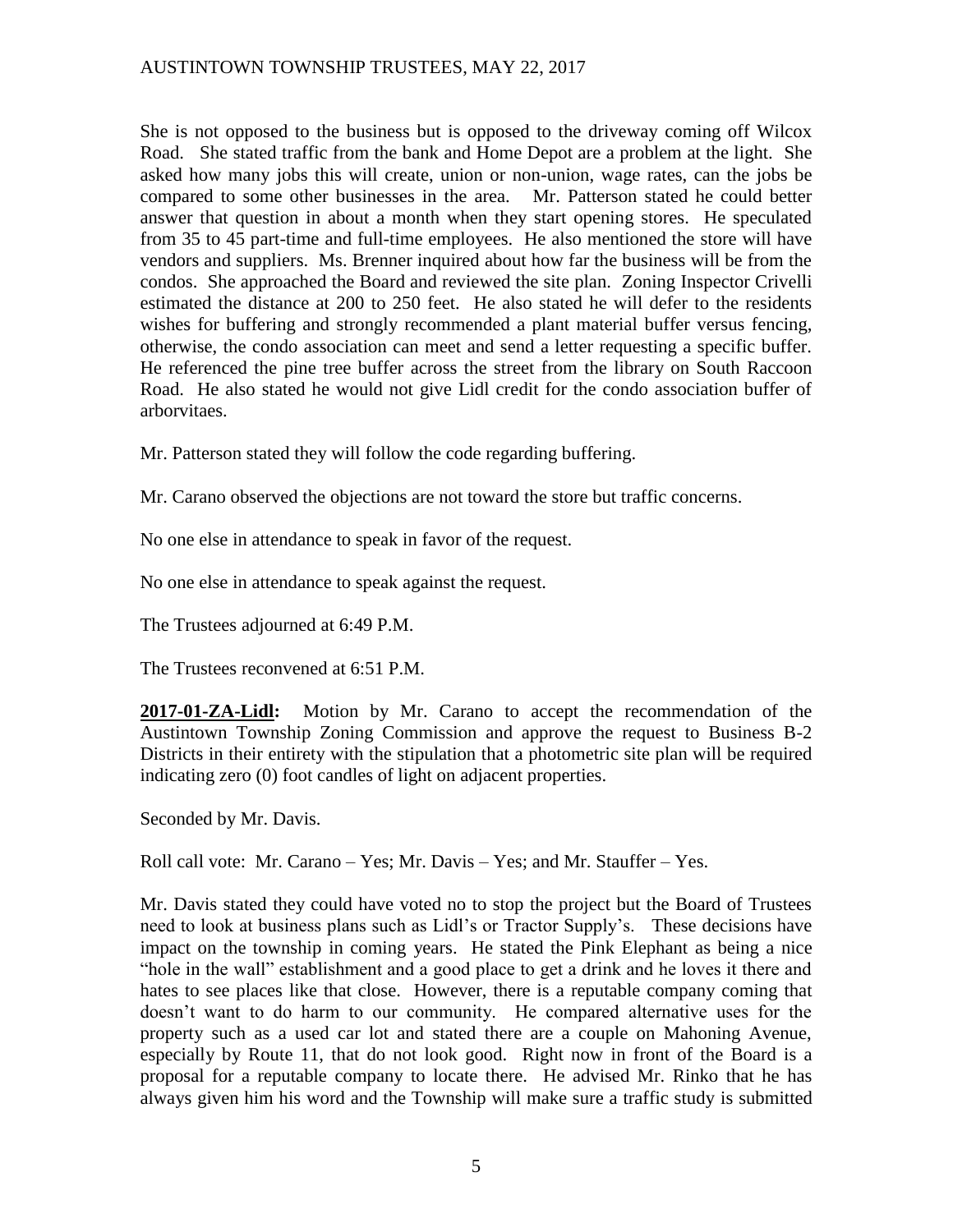She is not opposed to the business but is opposed to the driveway coming off Wilcox Road. She stated traffic from the bank and Home Depot are a problem at the light. She asked how many jobs this will create, union or non-union, wage rates, can the jobs be compared to some other businesses in the area. Mr. Patterson stated he could better answer that question in about a month when they start opening stores. He speculated from 35 to 45 part-time and full-time employees. He also mentioned the store will have vendors and suppliers. Ms. Brenner inquired about how far the business will be from the condos. She approached the Board and reviewed the site plan. Zoning Inspector Crivelli estimated the distance at 200 to 250 feet. He also stated he will defer to the residents wishes for buffering and strongly recommended a plant material buffer versus fencing, otherwise, the condo association can meet and send a letter requesting a specific buffer. He referenced the pine tree buffer across the street from the library on South Raccoon Road. He also stated he would not give Lidl credit for the condo association buffer of arborvitaes.

Mr. Patterson stated they will follow the code regarding buffering.

Mr. Carano observed the objections are not toward the store but traffic concerns.

No one else in attendance to speak in favor of the request.

No one else in attendance to speak against the request.

The Trustees adjourned at 6:49 P.M.

The Trustees reconvened at 6:51 P.M.

**2017-01-ZA-Lidl:** Motion by Mr. Carano to accept the recommendation of the Austintown Township Zoning Commission and approve the request to Business B-2 Districts in their entirety with the stipulation that a photometric site plan will be required indicating zero (0) foot candles of light on adjacent properties.

Seconded by Mr. Davis.

Roll call vote: Mr. Carano – Yes; Mr. Davis – Yes; and Mr. Stauffer – Yes.

Mr. Davis stated they could have voted no to stop the project but the Board of Trustees need to look at business plans such as Lidl's or Tractor Supply's. These decisions have impact on the township in coming years. He stated the Pink Elephant as being a nice "hole in the wall" establishment and a good place to get a drink and he loves it there and hates to see places like that close. However, there is a reputable company coming that doesn't want to do harm to our community. He compared alternative uses for the property such as a used car lot and stated there are a couple on Mahoning Avenue, especially by Route 11, that do not look good. Right now in front of the Board is a proposal for a reputable company to locate there. He advised Mr. Rinko that he has always given him his word and the Township will make sure a traffic study is submitted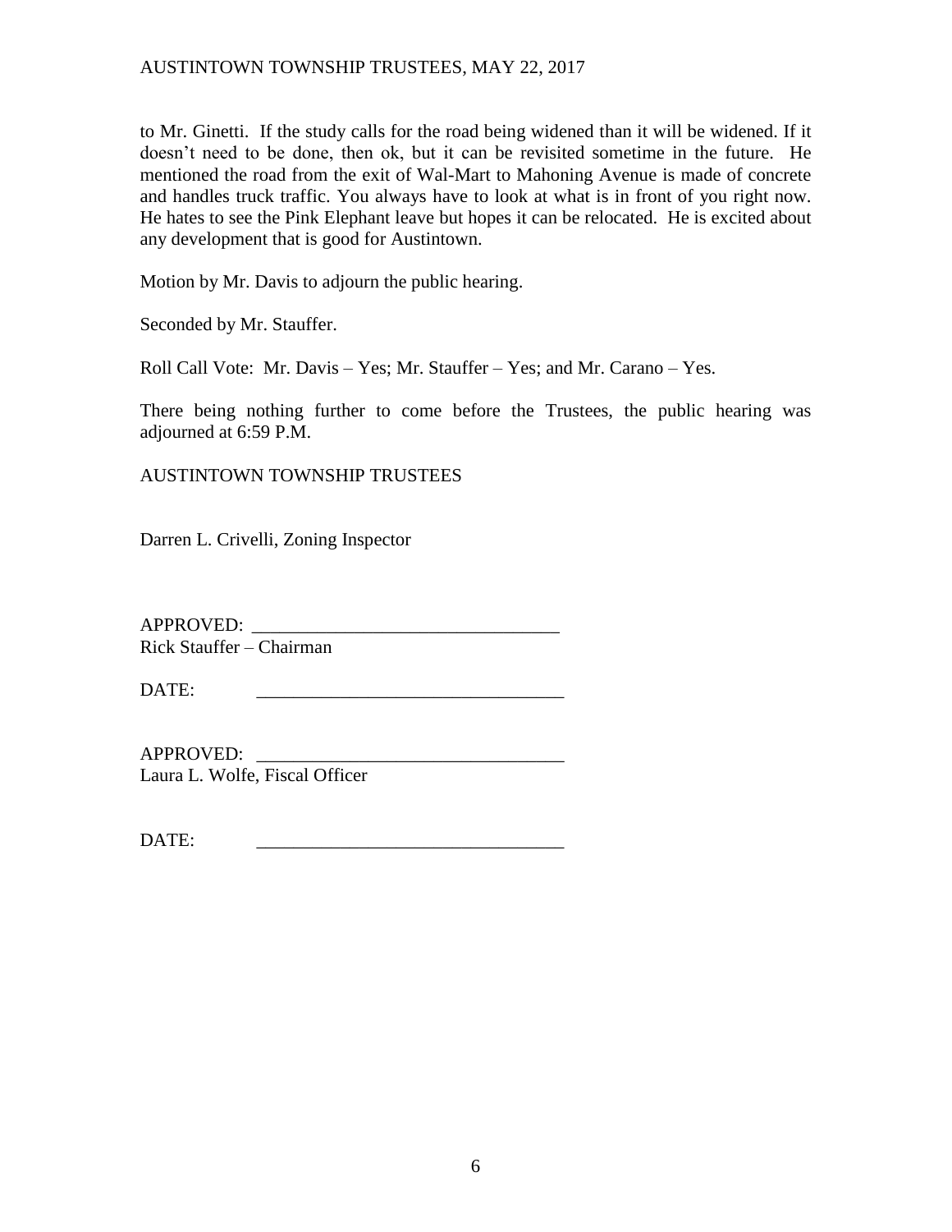to Mr. Ginetti. If the study calls for the road being widened than it will be widened. If it doesn't need to be done, then ok, but it can be revisited sometime in the future. He mentioned the road from the exit of Wal-Mart to Mahoning Avenue is made of concrete and handles truck traffic. You always have to look at what is in front of you right now. He hates to see the Pink Elephant leave but hopes it can be relocated. He is excited about any development that is good for Austintown.

Motion by Mr. Davis to adjourn the public hearing.

Seconded by Mr. Stauffer.

Roll Call Vote: Mr. Davis – Yes; Mr. Stauffer – Yes; and Mr. Carano – Yes.

There being nothing further to come before the Trustees, the public hearing was adjourned at 6:59 P.M.

AUSTINTOWN TOWNSHIP TRUSTEES

Darren L. Crivelli, Zoning Inspector

APPROVED: ________________________________
Rick Stauffer – Chairman

DATE: ________________________________

APPROVED: ________________________________
Laura L. Wolfe, Fiscal Officer

DATE: ________________________________